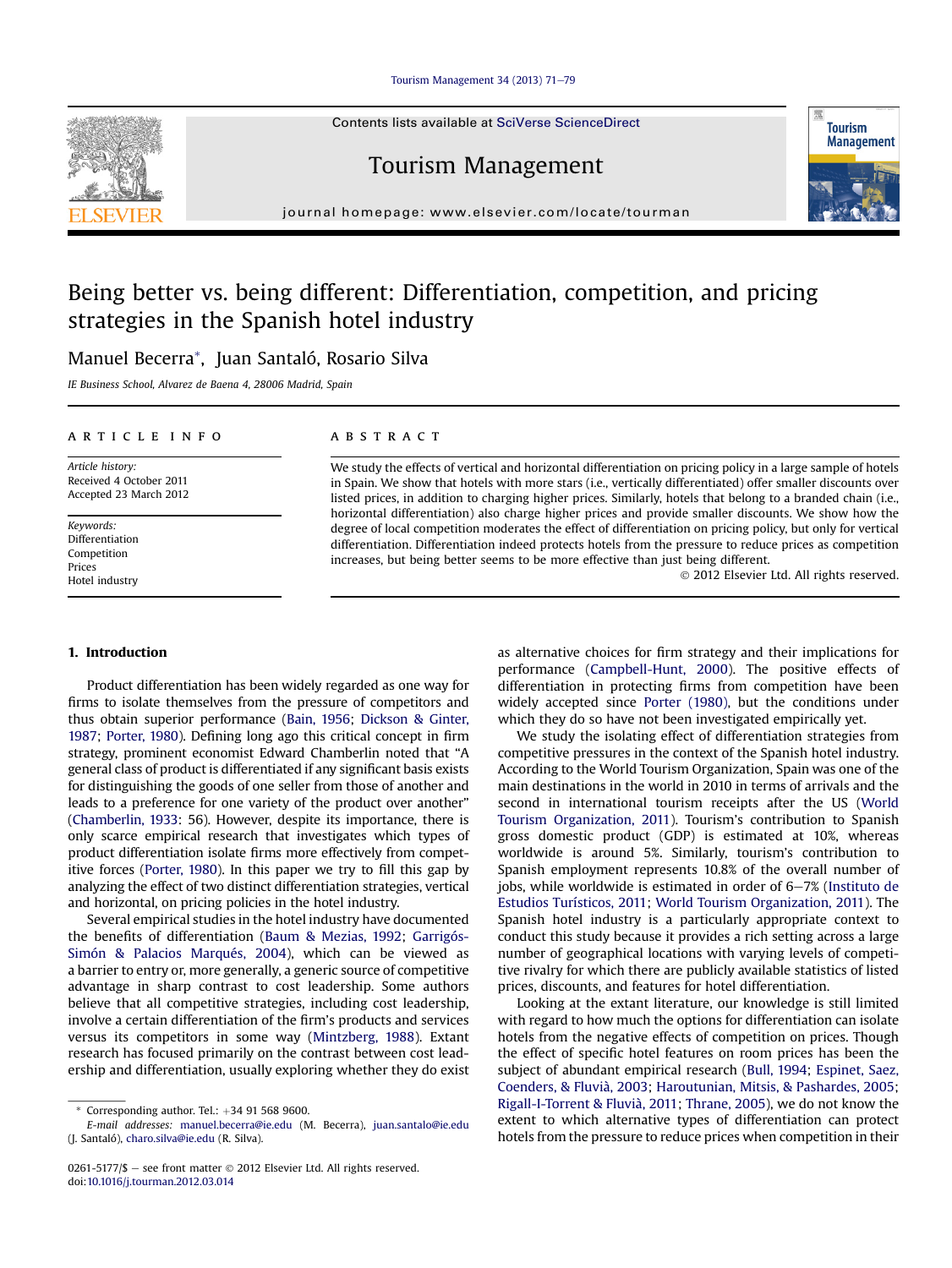# Being better vs. being different: Differentiation, competition, and pricing strategies in the Spanish hotel industry

Manuel Becerra*, Juan Santaló, Rosario Silva

*IE Business School, Alvarez de Baena 4, 28006 Madrid, Spain*

**ARTICLE INFO**

*Article history:*
Received 4 October 2011
Accepted 23 March 2012

*Keywords:*
Differentiation
Competition
Prices
Hotel industry

**ABSTRACT**

We study the effects of vertical and horizontal differentiation on pricing policy in a large sample of hotels in Spain. We show that hotels with more stars (i.e., vertically differentiated) offer smaller discounts over listed prices, in addition to charging higher prices. Similarly, hotels that belong to a branded chain (i.e., horizontal differentiation) also charge higher prices and provide smaller discounts. We show how the degree of local competition moderates the effect of differentiation on pricing policy, but only for vertical differentiation. Differentiation indeed protects hotels from the pressure to reduce prices as competition increases, but being better seems to be more effective than just being different.

© 2012 Elsevier Ltd. All rights reserved.

## 1. Introduction

Product differentiation has been widely regarded as one way for firms to isolate themselves from the pressure of competitors and thus obtain superior performance (Bain, 1956; Dickson & Ginter, 1987; Porter, 1980). Defining long ago this critical concept in firm strategy, prominent economist Edward Chamberlin noted that "A general class of product is differentiated if any significant basis exists for distinguishing the goods of one seller from those of another and leads to a preference for one variety of the product over another" (Chamberlin, 1933: 56). However, despite its importance, there is only scarce empirical research that investigates which types of product differentiation isolate firms more effectively from competitive forces (Porter, 1980). In this paper we try to fill this gap by analyzing the effect of two distinct differentiation strategies, vertical and horizontal, on pricing policies in the hotel industry.

Several empirical studies in the hotel industry have documented the benefits of differentiation (Baum & Mezias, 1992; Garrigós-Simón & Palacios Marqués, 2004), which can be viewed as a barrier to entry or, more generally, a generic source of competitive advantage in sharp contrast to cost leadership. Some authors believe that all competitive strategies, including cost leadership, involve a certain differentiation of the firm's products and services versus its competitors in some way (Mintzberg, 1988). Extant research has focused primarily on the contrast between cost leadership and differentiation, usually exploring whether they do exist as alternative choices for firm strategy and their implications for performance (Campbell-Hunt, 2000). The positive effects of differentiation in protecting firms from competition have been widely accepted since Porter (1980), but the conditions under which they do so have not been investigated empirically yet.

We study the isolating effect of differentiation strategies from competitive pressures in the context of the Spanish hotel industry. According to the World Tourism Organization, Spain was one of the main destinations in the world in 2010 in terms of arrivals and the second in international tourism receipts after the US (World Tourism Organization, 2011). Tourism's contribution to Spanish gross domestic product (GDP) is estimated at 10%, whereas worldwide is around 5%. Similarly, tourism's contribution to Spanish employment represents 10.8% of the overall number of jobs, while worldwide is estimated in order of 6–7% (Instituto de Estudios Turísticos, 2011; World Tourism Organization, 2011). The Spanish hotel industry is a particularly appropriate context to conduct this study because it provides a rich setting across a large number of geographical locations with varying levels of competitive rivalry for which there are publicly available statistics of listed prices, discounts, and features for hotel differentiation.

Looking at the extant literature, our knowledge is still limited with regard to how much the options for differentiation can isolate hotels from the negative effects of competition on prices. Though the effect of specific hotel features on room prices has been the subject of abundant empirical research (Bull, 1994; Espinet, Saez, Coenders, & Fluvià, 2003; Haroutunian, Mitsis, & Pashardes, 2005; Rigall-I-Torrent & Fluvià, 2011; Thrane, 2005), we do not know the extent to which alternative types of differentiation can protect hotels from the pressure to reduce prices when competition in their

\* Corresponding author. Tel.: +34 91 568 9600.
*E-mail addresses:* manuel.becerra@ie.edu (M. Becerra), juan.santalo@ie.edu (J. Santaló), charo.silva@ie.edu (R. Silva).

0261-5177/$ – see front matter © 2012 Elsevier Ltd. All rights reserved.
doi:10.1016/j.tourman.2012.03.014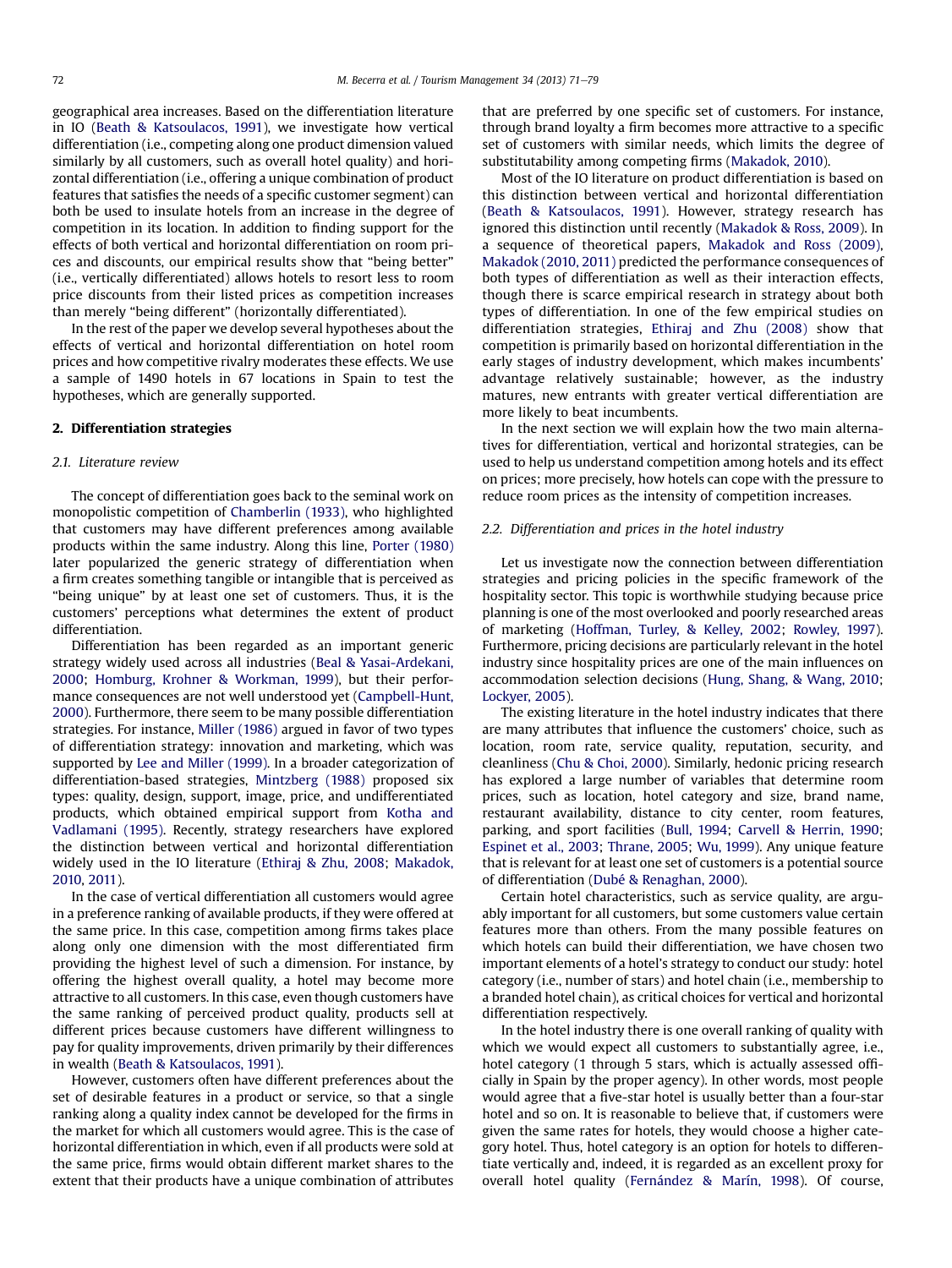geographical area increases. Based on the differentiation literature in IO (Beath & Katsoulacos, 1991), we investigate how vertical differentiation (i.e., competing along one product dimension valued similarly by all customers, such as overall hotel quality) and horizontal differentiation (i.e., offering a unique combination of product features that satisfies the needs of a specific customer segment) can both be used to insulate hotels from an increase in the degree of competition in its location. In addition to finding support for the effects of both vertical and horizontal differentiation on room prices and discounts, our empirical results show that "being better" (i.e., vertically differentiated) allows hotels to resort less to room price discounts from their listed prices as competition increases than merely "being different" (horizontally differentiated).

In the rest of the paper we develop several hypotheses about the effects of vertical and horizontal differentiation on hotel room prices and how competitive rivalry moderates these effects. We use a sample of 1490 hotels in 67 locations in Spain to test the hypotheses, which are generally supported.

## 2. Differentiation strategies

### 2.1. Literature review

The concept of differentiation goes back to the seminal work on monopolistic competition of Chamberlin (1933), who highlighted that customers may have different preferences among available products within the same industry. Along this line, Porter (1980) later popularized the generic strategy of differentiation when a firm creates something tangible or intangible that is perceived as "being unique" by at least one set of customers. Thus, it is the customers' perceptions what determines the extent of product differentiation.

Differentiation has been regarded as an important generic strategy widely used across all industries (Beal & Yasai-Ardekani, 2000; Homburg, Krohner & Workman, 1999), but their performance consequences are not well understood yet (Campbell-Hunt, 2000). Furthermore, there seem to be many possible differentiation strategies. For instance, Miller (1986) argued in favor of two types of differentiation strategy: innovation and marketing, which was supported by Lee and Miller (1999). In a broader categorization of differentiation-based strategies, Mintzberg (1988) proposed six types: quality, design, support, image, price, and undifferentiated products, which obtained empirical support from Kotha and Vadlamani (1995). Recently, strategy researchers have explored the distinction between vertical and horizontal differentiation widely used in the IO literature (Ethiraj & Zhu, 2008; Makadok, 2010, 2011).

In the case of vertical differentiation all customers would agree in a preference ranking of available products, if they were offered at the same price. In this case, competition among firms takes place along only one dimension with the most differentiated firm providing the highest level of such a dimension. For instance, by offering the highest overall quality, a hotel may become more attractive to all customers. In this case, even though customers have the same ranking of perceived product quality, products sell at different prices because customers have different willingness to pay for quality improvements, driven primarily by their differences in wealth (Beath & Katsoulacos, 1991).

However, customers often have different preferences about the set of desirable features in a product or service, so that a single ranking along a quality index cannot be developed for the firms in the market for which all customers would agree. This is the case of horizontal differentiation in which, even if all products were sold at the same price, firms would obtain different market shares to the extent that their products have a unique combination of attributes that are preferred by one specific set of customers. For instance, through brand loyalty a firm becomes more attractive to a specific set of customers with similar needs, which limits the degree of substitutability among competing firms (Makadok, 2010).

Most of the IO literature on product differentiation is based on this distinction between vertical and horizontal differentiation (Beath & Katsoulacos, 1991). However, strategy research has ignored this distinction until recently (Makadok & Ross, 2009). In a sequence of theoretical papers, Makadok and Ross (2009), Makadok (2010, 2011) predicted the performance consequences of both types of differentiation as well as their interaction effects, though there is scarce empirical research in strategy about both types of differentiation. In one of the few empirical studies on differentiation strategies, Ethiraj and Zhu (2008) show that competition is primarily based on horizontal differentiation in the early stages of industry development, which makes incumbents' advantage relatively sustainable; however, as the industry matures, new entrants with greater vertical differentiation are more likely to beat incumbents.

In the next section we will explain how the two main alternatives for differentiation, vertical and horizontal strategies, can be used to help us understand competition among hotels and its effect on prices; more precisely, how hotels can cope with the pressure to reduce room prices as the intensity of competition increases.

### 2.2. Differentiation and prices in the hotel industry

Let us investigate now the connection between differentiation strategies and pricing policies in the specific framework of the hospitality sector. This topic is worthwhile studying because price planning is one of the most overlooked and poorly researched areas of marketing (Hoffman, Turley, & Kelley, 2002; Rowley, 1997). Furthermore, pricing decisions are particularly relevant in the hotel industry since hospitality prices are one of the main influences on accommodation selection decisions (Hung, Shang, & Wang, 2010; Lockyer, 2005).

The existing literature in the hotel industry indicates that there are many attributes that influence the customers' choice, such as location, room rate, service quality, reputation, security, and cleanliness (Chu & Choi, 2000). Similarly, hedonic pricing research has explored a large number of variables that determine room prices, such as location, hotel category and size, brand name, restaurant availability, distance to city center, room features, parking, and sport facilities (Bull, 1994; Carvell & Herrin, 1990; Espinet et al., 2003; Thrane, 2005; Wu, 1999). Any unique feature that is relevant for at least one set of customers is a potential source of differentiation (Dubé & Renaghan, 2000).

Certain hotel characteristics, such as service quality, are arguably important for all customers, but some customers value certain features more than others. From the many possible features on which hotels can build their differentiation, we have chosen two important elements of a hotel's strategy to conduct our study: hotel category (i.e., number of stars) and hotel chain (i.e., membership to a branded hotel chain), as critical choices for vertical and horizontal differentiation respectively.

In the hotel industry there is one overall ranking of quality with which we would expect all customers to substantially agree, i.e., hotel category (1 through 5 stars, which is actually assessed officially in Spain by the proper agency). In other words, most people would agree that a five-star hotel is usually better than a four-star hotel and so on. It is reasonable to believe that, if customers were given the same rates for hotels, they would choose a higher category hotel. Thus, hotel category is an option for hotels to differentiate vertically and, indeed, it is regarded as an excellent proxy for overall hotel quality (Fernández & Marín, 1998). Of course,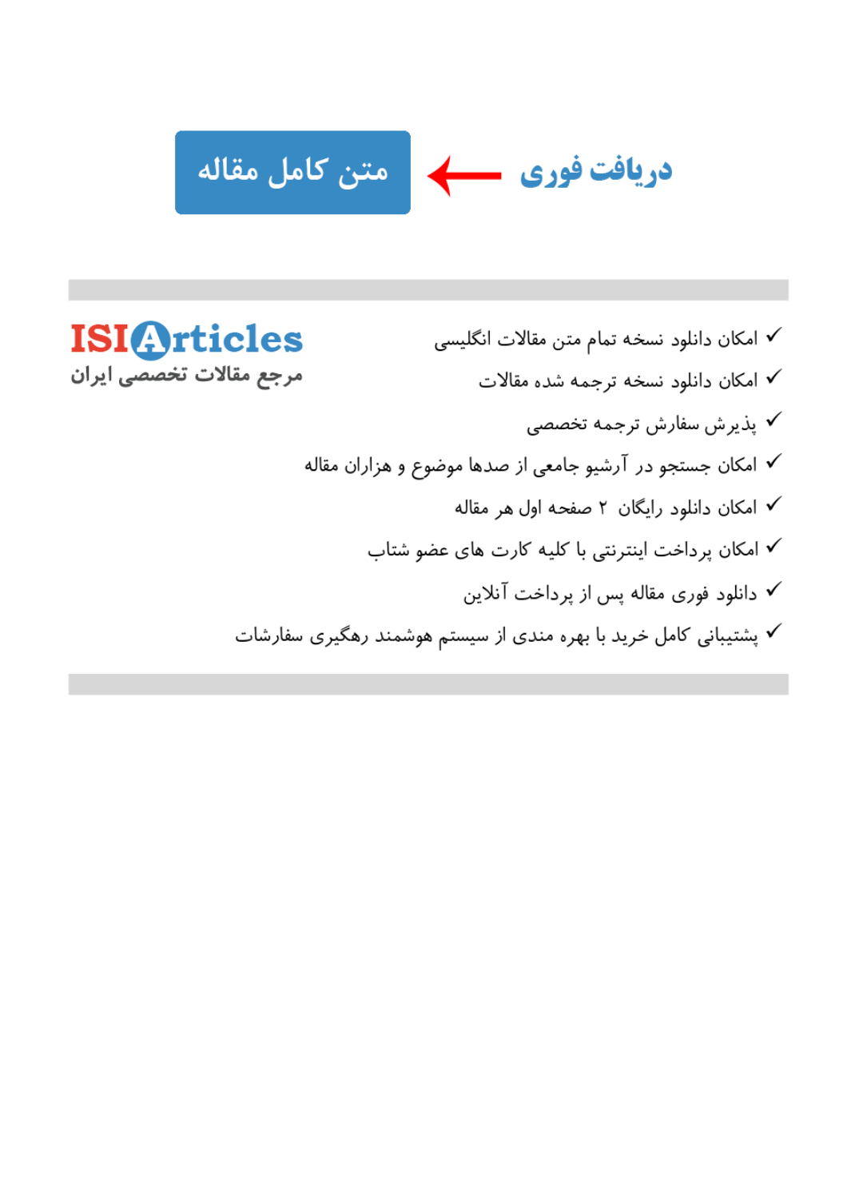دریافت فوری ← متن کامل مقاله

**ISIArticles**
مرجع مقالات تخصصی ایران

- ✓ امکان دانلود نسخه تمام متن مقالات انگلیسی
- ✓ امکان دانلود نسخه ترجمه شده مقالات
- ✓ پذیرش سفارش ترجمه تخصصی
- ✓ امکان جستجو در آرشیو جامعی از صدها موضوع و هزاران مقاله
- ✓ امکان دانلود رایگان ۲ صفحه اول هر مقاله
- ✓ امکان پرداخت اینترنتی با کلیه کارت های عضو شتاب
- ✓ دانلود فوری مقاله پس از پرداخت آنلاین
- ✓ پشتیبانی کامل خرید با بهره مندی از سیستم هوشمند رهگیری سفارشات